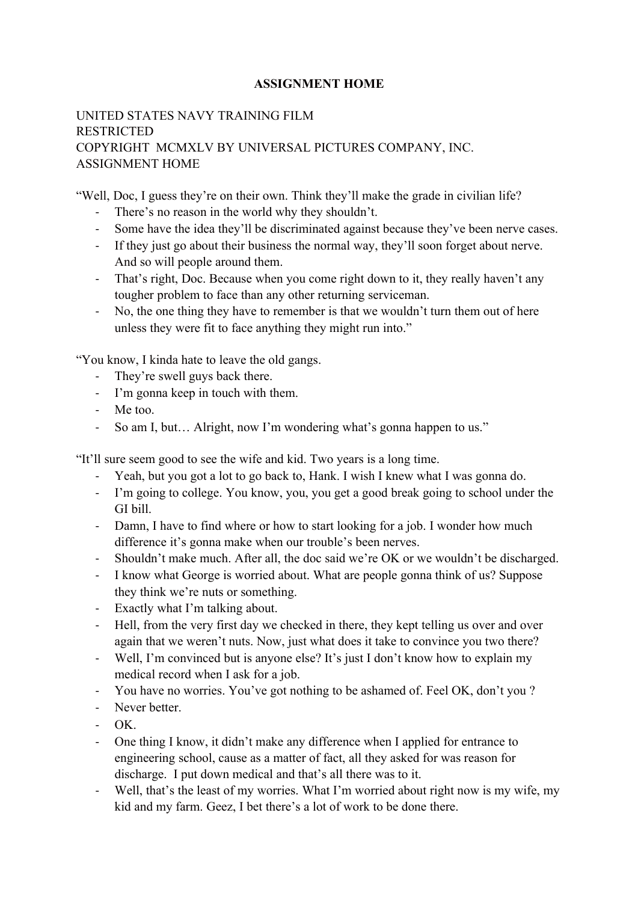**ASSIGNMENT HOME**

UNITED STATES NAVY TRAINING FILM
RESTRICTED
COPYRIGHT MCMXLV BY UNIVERSAL PICTURES COMPANY, INC.
ASSIGNMENT HOME

"Well, Doc, I guess they're on their own. Think they'll make the grade in civilian life?

- There's no reason in the world why they shouldn't.
- Some have the idea they'll be discriminated against because they've been nerve cases.
- If they just go about their business the normal way, they'll soon forget about nerve. And so will people around them.
- That's right, Doc. Because when you come right down to it, they really haven't any tougher problem to face than any other returning serviceman.
- No, the one thing they have to remember is that we wouldn't turn them out of here unless they were fit to face anything they might run into."

"You know, I kinda hate to leave the old gangs.

- They're swell guys back there.
- I'm gonna keep in touch with them.
- Me too.
- So am I, but… Alright, now I'm wondering what's gonna happen to us."

"It'll sure seem good to see the wife and kid. Two years is a long time.

- Yeah, but you got a lot to go back to, Hank. I wish I knew what I was gonna do.
- I'm going to college. You know, you, you get a good break going to school under the GI bill.
- Damn, I have to find where or how to start looking for a job. I wonder how much difference it's gonna make when our trouble's been nerves.
- Shouldn't make much. After all, the doc said we're OK or we wouldn't be discharged.
- I know what George is worried about. What are people gonna think of us? Suppose they think we're nuts or something.
- Exactly what I'm talking about.
- Hell, from the very first day we checked in there, they kept telling us over and over again that we weren't nuts. Now, just what does it take to convince you two there?
- Well, I'm convinced but is anyone else? It's just I don't know how to explain my medical record when I ask for a job.
- You have no worries. You've got nothing to be ashamed of. Feel OK, don't you ?
- Never better.
- OK.
- One thing I know, it didn't make any difference when I applied for entrance to engineering school, cause as a matter of fact, all they asked for was reason for discharge. I put down medical and that's all there was to it.
- Well, that's the least of my worries. What I'm worried about right now is my wife, my kid and my farm. Geez, I bet there's a lot of work to be done there.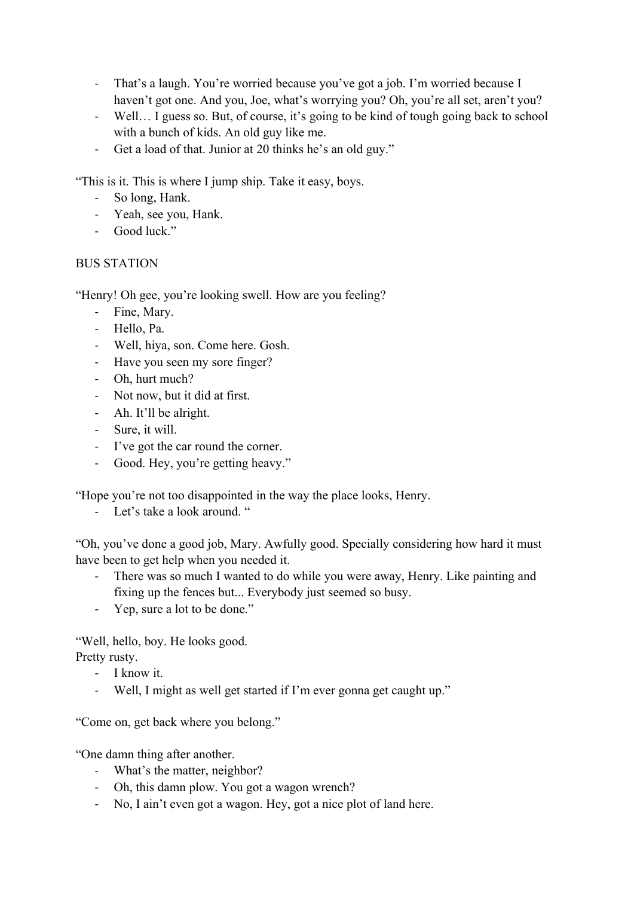- That's a laugh. You're worried because you've got a job. I'm worried because I haven't got one. And you, Joe, what's worrying you? Oh, you're all set, aren't you?
- Well… I guess so. But, of course, it's going to be kind of tough going back to school with a bunch of kids. An old guy like me.
- Get a load of that. Junior at 20 thinks he's an old guy."

"This is it. This is where I jump ship. Take it easy, boys.

- So long, Hank.
- Yeah, see you, Hank.
- Good luck."

BUS STATION

"Henry! Oh gee, you're looking swell. How are you feeling?

- Fine, Mary.
- Hello, Pa.
- Well, hiya, son. Come here. Gosh.
- Have you seen my sore finger?
- Oh, hurt much?
- Not now, but it did at first.
- Ah. It'll be alright.
- Sure, it will.
- I've got the car round the corner.
- Good. Hey, you're getting heavy."

"Hope you're not too disappointed in the way the place looks, Henry.

- Let's take a look around. "

"Oh, you've done a good job, Mary. Awfully good. Specially considering how hard it must have been to get help when you needed it.

- There was so much I wanted to do while you were away, Henry. Like painting and fixing up the fences but... Everybody just seemed so busy.
- Yep, sure a lot to be done."

"Well, hello, boy. He looks good.
Pretty rusty.

- I know it.
- Well, I might as well get started if I'm ever gonna get caught up."

"Come on, get back where you belong."

"One damn thing after another.

- What's the matter, neighbor?
- Oh, this damn plow. You got a wagon wrench?
- No, I ain't even got a wagon. Hey, got a nice plot of land here.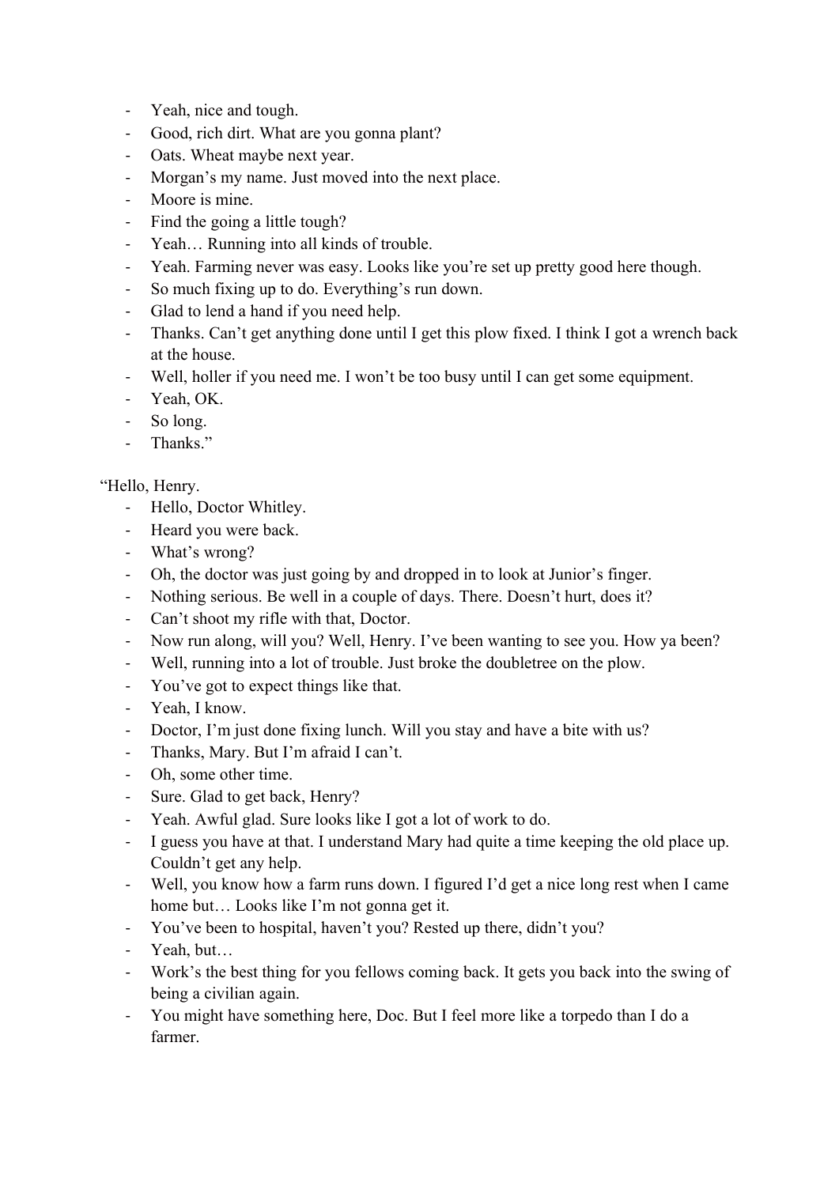- Yeah, nice and tough.
- Good, rich dirt. What are you gonna plant?
- Oats. Wheat maybe next year.
- Morgan's my name. Just moved into the next place.
- Moore is mine.
- Find the going a little tough?
- Yeah… Running into all kinds of trouble.
- Yeah. Farming never was easy. Looks like you're set up pretty good here though.
- So much fixing up to do. Everything's run down.
- Glad to lend a hand if you need help.
- Thanks. Can't get anything done until I get this plow fixed. I think I got a wrench back at the house.
- Well, holler if you need me. I won't be too busy until I can get some equipment.
- Yeah, OK.
- So long.
- Thanks."

"Hello, Henry.

- Hello, Doctor Whitley.
- Heard you were back.
- What's wrong?
- Oh, the doctor was just going by and dropped in to look at Junior's finger.
- Nothing serious. Be well in a couple of days. There. Doesn't hurt, does it?
- Can't shoot my rifle with that, Doctor.
- Now run along, will you? Well, Henry. I've been wanting to see you. How ya been?
- Well, running into a lot of trouble. Just broke the doubletree on the plow.
- You've got to expect things like that.
- Yeah, I know.
- Doctor, I'm just done fixing lunch. Will you stay and have a bite with us?
- Thanks, Mary. But I'm afraid I can't.
- Oh, some other time.
- Sure. Glad to get back, Henry?
- Yeah. Awful glad. Sure looks like I got a lot of work to do.
- I guess you have at that. I understand Mary had quite a time keeping the old place up. Couldn't get any help.
- Well, you know how a farm runs down. I figured I'd get a nice long rest when I came home but… Looks like I'm not gonna get it.
- You've been to hospital, haven't you? Rested up there, didn't you?
- Yeah, but…
- Work's the best thing for you fellows coming back. It gets you back into the swing of being a civilian again.
- You might have something here, Doc. But I feel more like a torpedo than I do a farmer.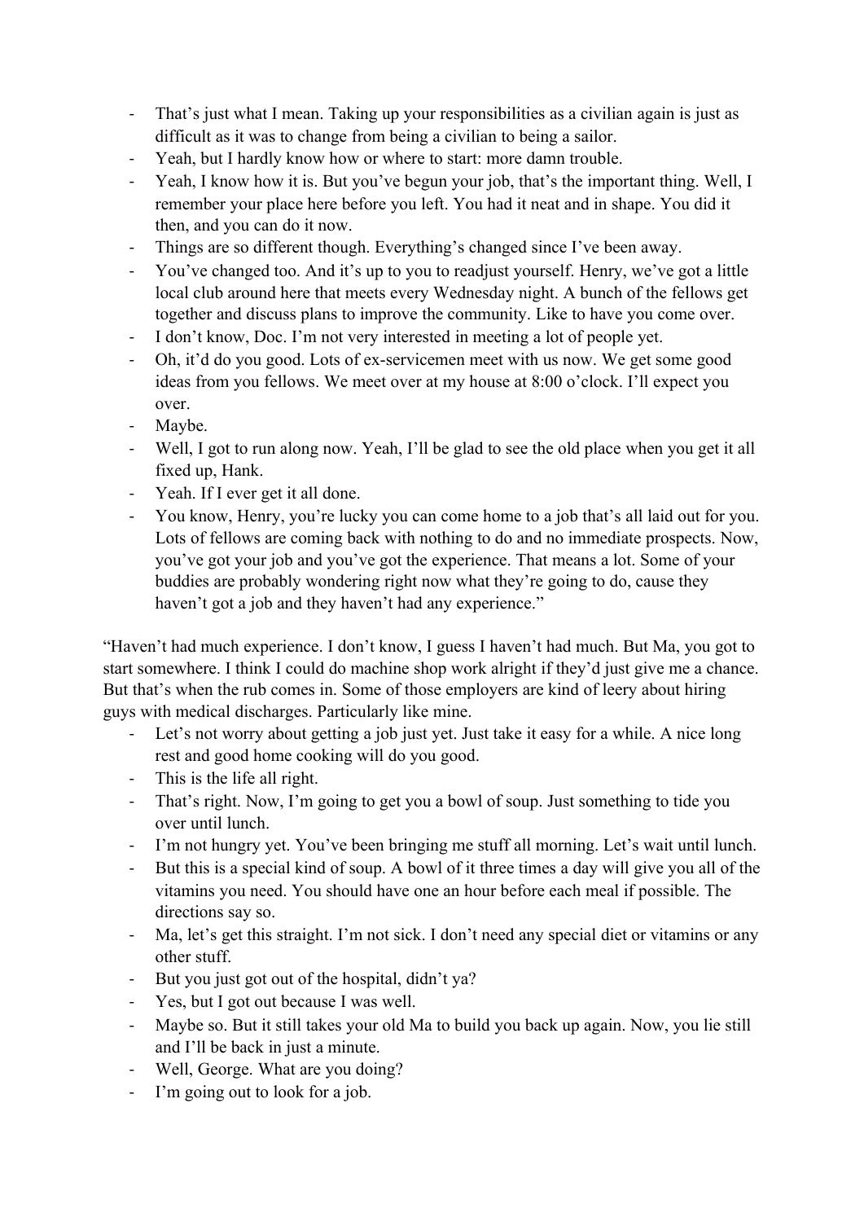- That's just what I mean. Taking up your responsibilities as a civilian again is just as difficult as it was to change from being a civilian to being a sailor.
- Yeah, but I hardly know how or where to start: more damn trouble.
- Yeah, I know how it is. But you've begun your job, that's the important thing. Well, I remember your place here before you left. You had it neat and in shape. You did it then, and you can do it now.
- Things are so different though. Everything's changed since I've been away.
- You've changed too. And it's up to you to readjust yourself. Henry, we've got a little local club around here that meets every Wednesday night. A bunch of the fellows get together and discuss plans to improve the community. Like to have you come over.
- I don't know, Doc. I'm not very interested in meeting a lot of people yet.
- Oh, it'd do you good. Lots of ex-servicemen meet with us now. We get some good ideas from you fellows. We meet over at my house at 8:00 o'clock. I'll expect you over.
- Maybe.
- Well, I got to run along now. Yeah, I'll be glad to see the old place when you get it all fixed up, Hank.
- Yeah. If I ever get it all done.
- You know, Henry, you're lucky you can come home to a job that's all laid out for you. Lots of fellows are coming back with nothing to do and no immediate prospects. Now, you've got your job and you've got the experience. That means a lot. Some of your buddies are probably wondering right now what they're going to do, cause they haven't got a job and they haven't had any experience."

"Haven't had much experience. I don't know, I guess I haven't had much. But Ma, you got to start somewhere. I think I could do machine shop work alright if they'd just give me a chance. But that's when the rub comes in. Some of those employers are kind of leery about hiring guys with medical discharges. Particularly like mine.

- Let's not worry about getting a job just yet. Just take it easy for a while. A nice long rest and good home cooking will do you good.
- This is the life all right.
- That's right. Now, I'm going to get you a bowl of soup. Just something to tide you over until lunch.
- I'm not hungry yet. You've been bringing me stuff all morning. Let's wait until lunch.
- But this is a special kind of soup. A bowl of it three times a day will give you all of the vitamins you need. You should have one an hour before each meal if possible. The directions say so.
- Ma, let's get this straight. I'm not sick. I don't need any special diet or vitamins or any other stuff.
- But you just got out of the hospital, didn't ya?
- Yes, but I got out because I was well.
- Maybe so. But it still takes your old Ma to build you back up again. Now, you lie still and I'll be back in just a minute.
- Well, George. What are you doing?
- I'm going out to look for a job.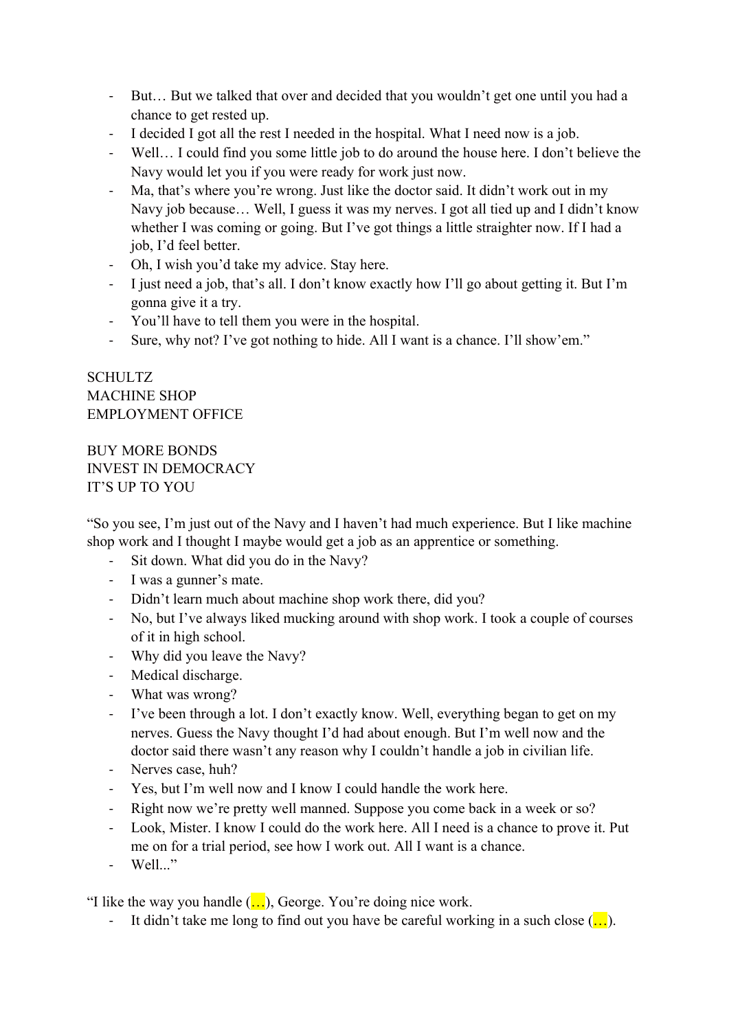- But… But we talked that over and decided that you wouldn't get one until you had a chance to get rested up.
- I decided I got all the rest I needed in the hospital. What I need now is a job.
- Well… I could find you some little job to do around the house here. I don't believe the Navy would let you if you were ready for work just now.
- Ma, that's where you're wrong. Just like the doctor said. It didn't work out in my Navy job because… Well, I guess it was my nerves. I got all tied up and I didn't know whether I was coming or going. But I've got things a little straighter now. If I had a job, I'd feel better.
- Oh, I wish you'd take my advice. Stay here.
- I just need a job, that's all. I don't know exactly how I'll go about getting it. But I'm gonna give it a try.
- You'll have to tell them you were in the hospital.
- Sure, why not? I've got nothing to hide. All I want is a chance. I'll show'em."

SCHULTZ
MACHINE SHOP
EMPLOYMENT OFFICE

BUY MORE BONDS
INVEST IN DEMOCRACY
IT'S UP TO YOU

"So you see, I'm just out of the Navy and I haven't had much experience. But I like machine shop work and I thought I maybe would get a job as an apprentice or something.

- Sit down. What did you do in the Navy?
- I was a gunner's mate.
- Didn't learn much about machine shop work there, did you?
- No, but I've always liked mucking around with shop work. I took a couple of courses of it in high school.
- Why did you leave the Navy?
- Medical discharge.
- What was wrong?
- I've been through a lot. I don't exactly know. Well, everything began to get on my nerves. Guess the Navy thought I'd had about enough. But I'm well now and the doctor said there wasn't any reason why I couldn't handle a job in civilian life.
- Nerves case, huh?
- Yes, but I'm well now and I know I could handle the work here.
- Right now we're pretty well manned. Suppose you come back in a week or so?
- Look, Mister. I know I could do the work here. All I need is a chance to prove it. Put me on for a trial period, see how I work out. All I want is a chance.
- Well..."

"I like the way you handle (…), George. You're doing nice work.

- It didn't take me long to find out you have be careful working in a such close (…).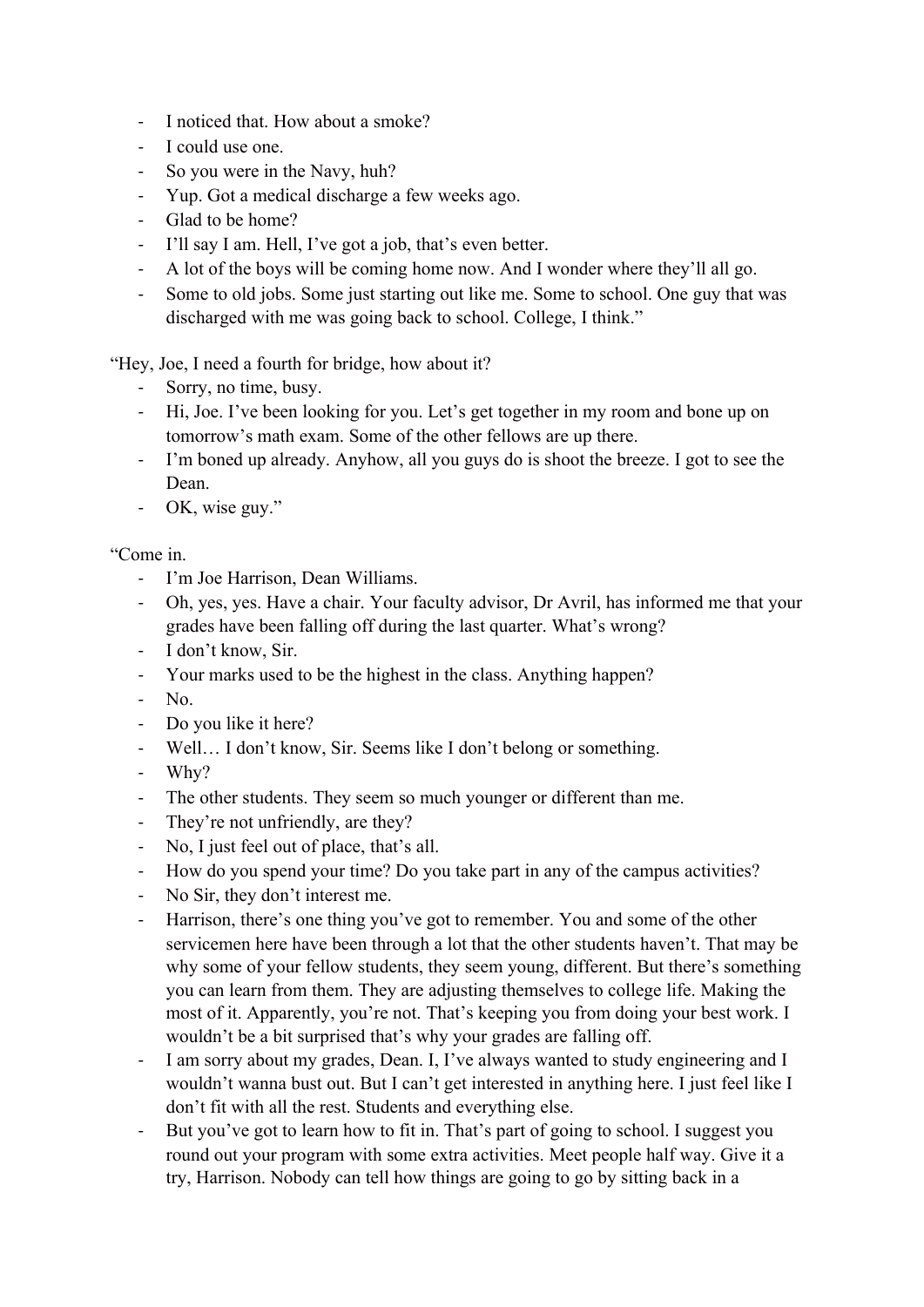- I noticed that. How about a smoke?
- I could use one.
- So you were in the Navy, huh?
- Yup. Got a medical discharge a few weeks ago.
- Glad to be home?
- I'll say I am. Hell, I've got a job, that's even better.
- A lot of the boys will be coming home now. And I wonder where they'll all go.
- Some to old jobs. Some just starting out like me. Some to school. One guy that was discharged with me was going back to school. College, I think."

"Hey, Joe, I need a fourth for bridge, how about it?

- Sorry, no time, busy.
- Hi, Joe. I've been looking for you. Let's get together in my room and bone up on tomorrow's math exam. Some of the other fellows are up there.
- I'm boned up already. Anyhow, all you guys do is shoot the breeze. I got to see the Dean.
- OK, wise guy."

"Come in.

- I'm Joe Harrison, Dean Williams.
- Oh, yes, yes. Have a chair. Your faculty advisor, Dr Avril, has informed me that your grades have been falling off during the last quarter. What's wrong?
- I don't know, Sir.
- Your marks used to be the highest in the class. Anything happen?
- No.
- Do you like it here?
- Well… I don't know, Sir. Seems like I don't belong or something.
- Why?
- The other students. They seem so much younger or different than me.
- They're not unfriendly, are they?
- No, I just feel out of place, that's all.
- How do you spend your time? Do you take part in any of the campus activities?
- No Sir, they don't interest me.
- Harrison, there's one thing you've got to remember. You and some of the other servicemen here have been through a lot that the other students haven't. That may be why some of your fellow students, they seem young, different. But there's something you can learn from them. They are adjusting themselves to college life. Making the most of it. Apparently, you're not. That's keeping you from doing your best work. I wouldn't be a bit surprised that's why your grades are falling off.
- I am sorry about my grades, Dean. I, I've always wanted to study engineering and I wouldn't wanna bust out. But I can't get interested in anything here. I just feel like I don't fit with all the rest. Students and everything else.
- But you've got to learn how to fit in. That's part of going to school. I suggest you round out your program with some extra activities. Meet people half way. Give it a try, Harrison. Nobody can tell how things are going to go by sitting back in a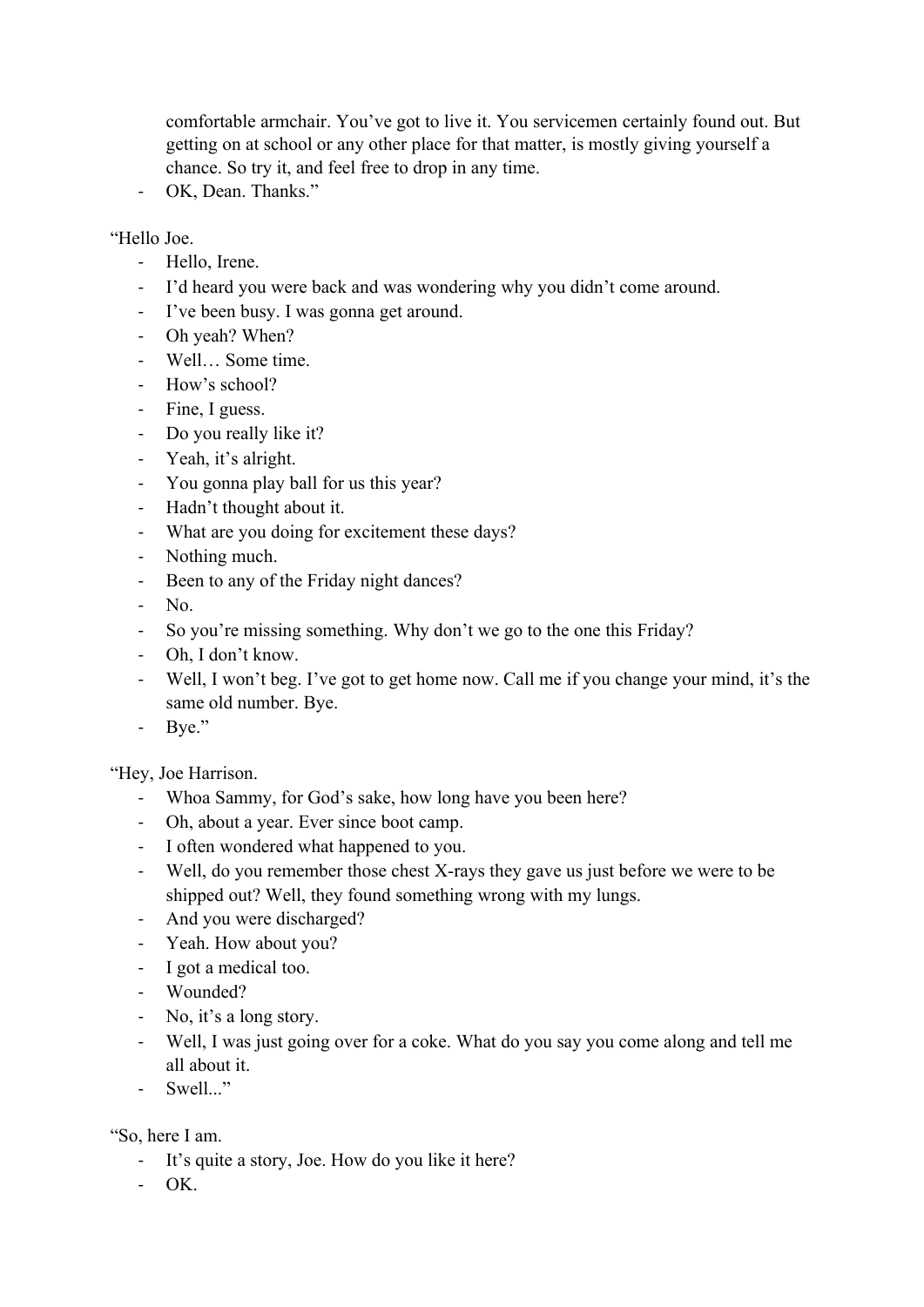comfortable armchair. You've got to live it. You servicemen certainly found out. But getting on at school or any other place for that matter, is mostly giving yourself a chance. So try it, and feel free to drop in any time.
- OK, Dean. Thanks."

"Hello Joe.
- Hello, Irene.
- I'd heard you were back and was wondering why you didn't come around.
- I've been busy. I was gonna get around.
- Oh yeah? When?
- Well… Some time.
- How's school?
- Fine, I guess.
- Do you really like it?
- Yeah, it's alright.
- You gonna play ball for us this year?
- Hadn't thought about it.
- What are you doing for excitement these days?
- Nothing much.
- Been to any of the Friday night dances?
- No.
- So you're missing something. Why don't we go to the one this Friday?
- Oh, I don't know.
- Well, I won't beg. I've got to get home now. Call me if you change your mind, it's the same old number. Bye.
- Bye."

"Hey, Joe Harrison.
- Whoa Sammy, for God's sake, how long have you been here?
- Oh, about a year. Ever since boot camp.
- I often wondered what happened to you.
- Well, do you remember those chest X-rays they gave us just before we were to be shipped out? Well, they found something wrong with my lungs.
- And you were discharged?
- Yeah. How about you?
- I got a medical too.
- Wounded?
- No, it's a long story.
- Well, I was just going over for a coke. What do you say you come along and tell me all about it.
- Swell..."

"So, here I am.
- It's quite a story, Joe. How do you like it here?
- OK.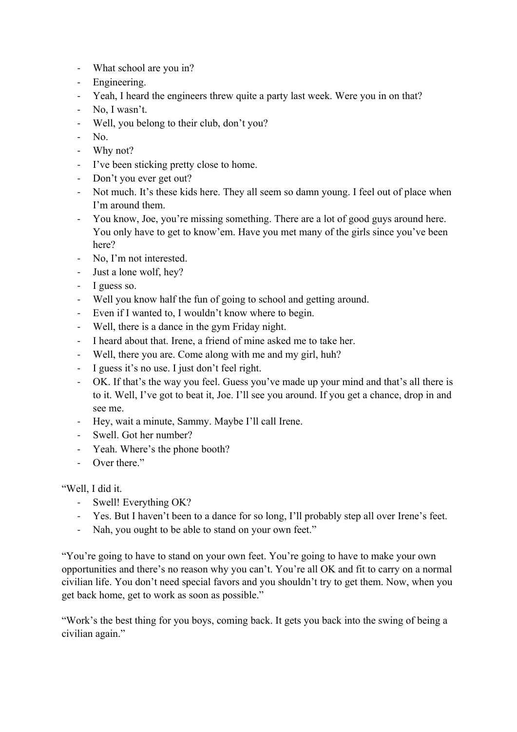- What school are you in?
- Engineering.
- Yeah, I heard the engineers threw quite a party last week. Were you in on that?
- No, I wasn't.
- Well, you belong to their club, don't you?
- No.
- Why not?
- I've been sticking pretty close to home.
- Don't you ever get out?
- Not much. It's these kids here. They all seem so damn young. I feel out of place when I'm around them.
- You know, Joe, you're missing something. There are a lot of good guys around here. You only have to get to know'em. Have you met many of the girls since you've been here?
- No, I'm not interested.
- Just a lone wolf, hey?
- I guess so.
- Well you know half the fun of going to school and getting around.
- Even if I wanted to, I wouldn't know where to begin.
- Well, there is a dance in the gym Friday night.
- I heard about that. Irene, a friend of mine asked me to take her.
- Well, there you are. Come along with me and my girl, huh?
- I guess it's no use. I just don't feel right.
- OK. If that's the way you feel. Guess you've made up your mind and that's all there is to it. Well, I've got to beat it, Joe. I'll see you around. If you get a chance, drop in and see me.
- Hey, wait a minute, Sammy. Maybe I'll call Irene.
- Swell. Got her number?
- Yeah. Where's the phone booth?
- Over there."

"Well, I did it.

- Swell! Everything OK?
- Yes. But I haven't been to a dance for so long, I'll probably step all over Irene's feet.
- Nah, you ought to be able to stand on your own feet."

"You're going to have to stand on your own feet. You're going to have to make your own opportunities and there's no reason why you can't. You're all OK and fit to carry on a normal civilian life. You don't need special favors and you shouldn't try to get them. Now, when you get back home, get to work as soon as possible."

"Work's the best thing for you boys, coming back. It gets you back into the swing of being a civilian again."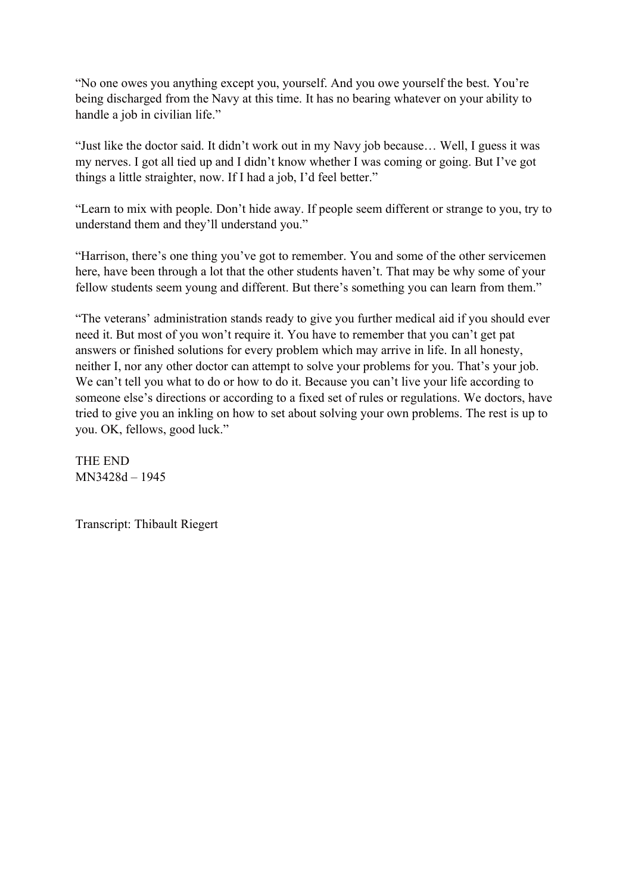"No one owes you anything except you, yourself. And you owe yourself the best. You're being discharged from the Navy at this time. It has no bearing whatever on your ability to handle a job in civilian life."

"Just like the doctor said. It didn't work out in my Navy job because… Well, I guess it was my nerves. I got all tied up and I didn't know whether I was coming or going. But I've got things a little straighter, now. If I had a job, I'd feel better."

"Learn to mix with people. Don't hide away. If people seem different or strange to you, try to understand them and they'll understand you."

"Harrison, there's one thing you've got to remember. You and some of the other servicemen here, have been through a lot that the other students haven't. That may be why some of your fellow students seem young and different. But there's something you can learn from them."

"The veterans' administration stands ready to give you further medical aid if you should ever need it. But most of you won't require it. You have to remember that you can't get pat answers or finished solutions for every problem which may arrive in life. In all honesty, neither I, nor any other doctor can attempt to solve your problems for you. That's your job. We can't tell you what to do or how to do it. Because you can't live your life according to someone else's directions or according to a fixed set of rules or regulations. We doctors, have tried to give you an inkling on how to set about solving your own problems. The rest is up to you. OK, fellows, good luck."

THE END
MN3428d – 1945

Transcript: Thibault Riegert